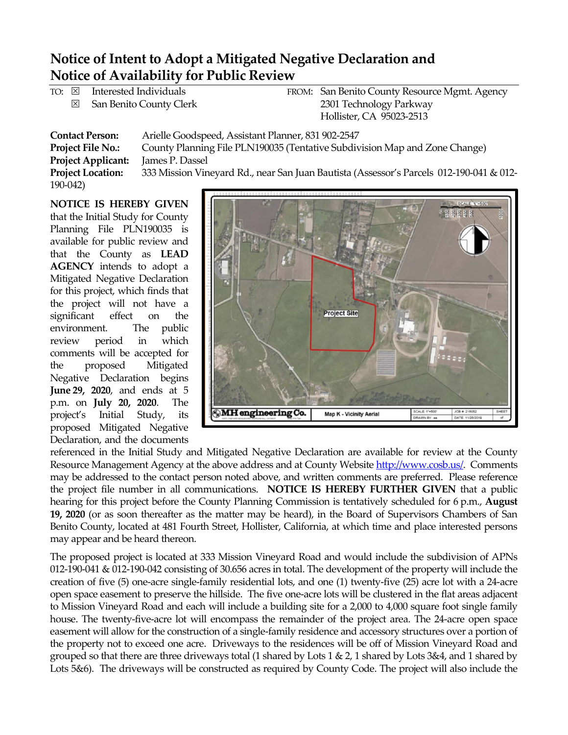# Notice of Intent to Adopt a Mitigated Negative Declaration and Notice of Availability for Public Review

TO: ☒ Interested Individuals
☒ San Benito County Clerk

FROM: San Benito County Resource Mgmt. Agency
2301 Technology Parkway
Hollister, CA 95023-2513

**Contact Person:** Arielle Goodspeed, Assistant Planner, 831 902-2547
**Project File No.:** County Planning File PLN190035 (Tentative Subdivision Map and Zone Change)
**Project Applicant:** James P. Dassel
**Project Location:** 333 Mission Vineyard Rd., near San Juan Bautista (Assessor's Parcels 012-190-041 & 012-190-042)

**NOTICE IS HEREBY GIVEN** that the Initial Study for County Planning File PLN190035 is available for public review and that the County as **LEAD AGENCY** intends to adopt a Mitigated Negative Declaration for this project, which finds that the project will not have a significant effect on the environment. The public review period in which comments will be accepted for the proposed Mitigated Negative Declaration begins **June 29, 2020**, and ends at 5 p.m. on **July 20, 2020**. The project's Initial Study, its proposed Mitigated Negative Declaration, and the documents referenced in the Initial Study and Mitigated Negative Declaration are available for review at the County Resource Management Agency at the above address and at County Website http://www.cosb.us/. Comments may be addressed to the contact person noted above, and written comments are preferred. Please reference the project file number in all communications. **NOTICE IS HEREBY FURTHER GIVEN** that a public hearing for this project before the County Planning Commission is tentatively scheduled for 6 p.m., **August 19, 2020** (or as soon thereafter as the matter may be heard), in the Board of Supervisors Chambers of San Benito County, located at 481 Fourth Street, Hollister, California, at which time and place interested persons may appear and be heard thereon.

The proposed project is located at 333 Mission Vineyard Road and would include the subdivision of APNs 012-190-041 & 012-190-042 consisting of 30.656 acres in total. The development of the property will include the creation of five (5) one-acre single-family residential lots, and one (1) twenty-five (25) acre lot with a 24-acre open space easement to preserve the hillside. The five one-acre lots will be clustered in the flat areas adjacent to Mission Vineyard Road and each will include a building site for a 2,000 to 4,000 square foot single family house. The twenty-five-acre lot will encompass the remainder of the project area. The 24-acre open space easement will allow for the construction of a single-family residence and accessory structures over a portion of the property not to exceed one acre. Driveways to the residences will be off of Mission Vineyard Road and grouped so that there are three driveways total (1 shared by Lots 1 & 2, 1 shared by Lots 3&4, and 1 shared by Lots 5&6). The driveways will be constructed as required by County Code. The project will also include the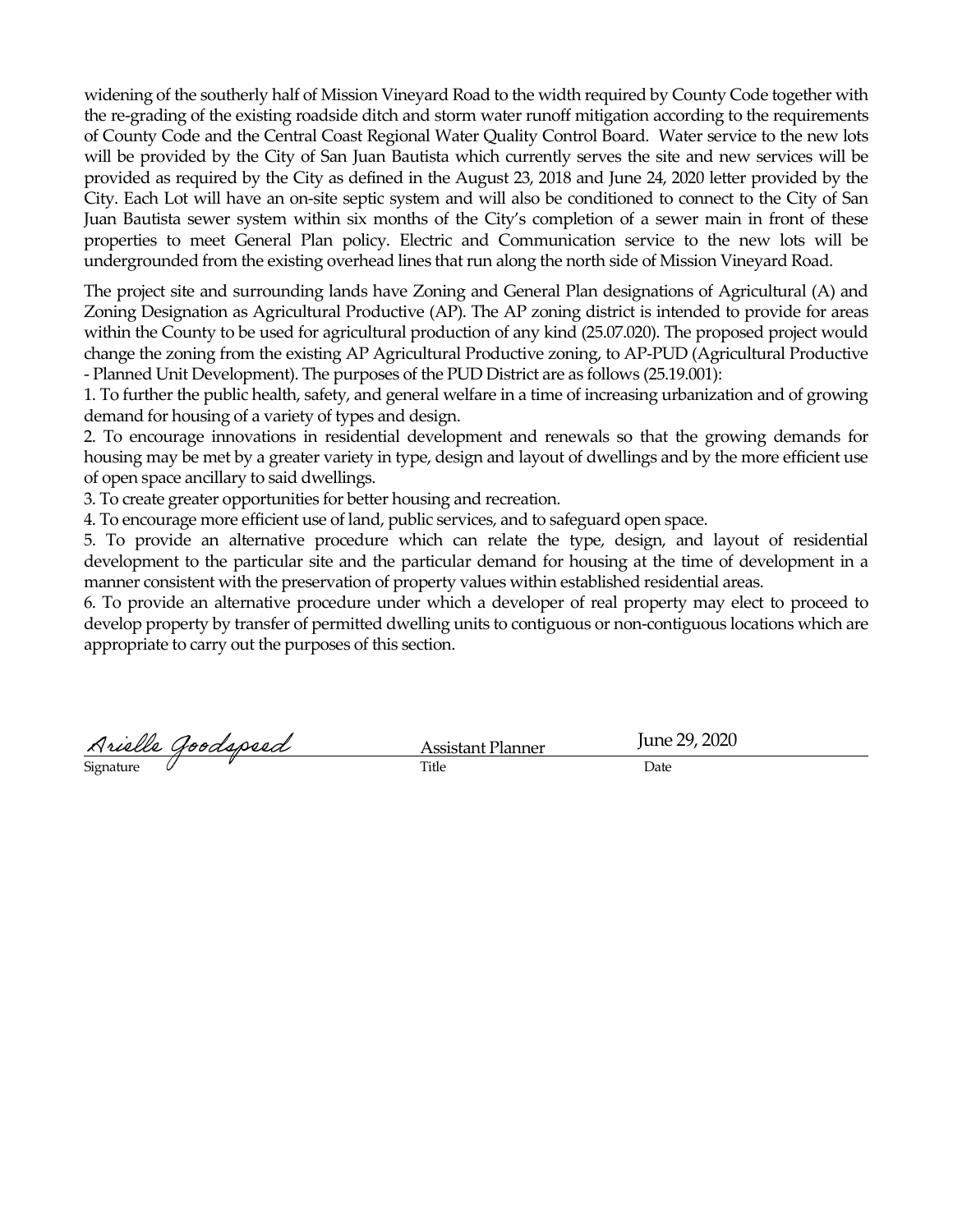widening of the southerly half of Mission Vineyard Road to the width required by County Code together with the re-grading of the existing roadside ditch and storm water runoff mitigation according to the requirements of County Code and the Central Coast Regional Water Quality Control Board. Water service to the new lots will be provided by the City of San Juan Bautista which currently serves the site and new services will be provided as required by the City as defined in the August 23, 2018 and June 24, 2020 letter provided by the City. Each Lot will have an on-site septic system and will also be conditioned to connect to the City of San Juan Bautista sewer system within six months of the City's completion of a sewer main in front of these properties to meet General Plan policy. Electric and Communication service to the new lots will be undergrounded from the existing overhead lines that run along the north side of Mission Vineyard Road.

The project site and surrounding lands have Zoning and General Plan designations of Agricultural (A) and Zoning Designation as Agricultural Productive (AP). The AP zoning district is intended to provide for areas within the County to be used for agricultural production of any kind (25.07.020). The proposed project would change the zoning from the existing AP Agricultural Productive zoning, to AP-PUD (Agricultural Productive - Planned Unit Development). The purposes of the PUD District are as follows (25.19.001):

1. To further the public health, safety, and general welfare in a time of increasing urbanization and of growing demand for housing of a variety of types and design.
2. To encourage innovations in residential development and renewals so that the growing demands for housing may be met by a greater variety in type, design and layout of dwellings and by the more efficient use of open space ancillary to said dwellings.
3. To create greater opportunities for better housing and recreation.
4. To encourage more efficient use of land, public services, and to safeguard open space.
5. To provide an alternative procedure which can relate the type, design, and layout of residential development to the particular site and the particular demand for housing at the time of development in a manner consistent with the preservation of property values within established residential areas.
6. To provide an alternative procedure under which a developer of real property may elect to proceed to develop property by transfer of permitted dwelling units to contiguous or non-contiguous locations which are appropriate to carry out the purposes of this section.

| Arielle Goodspeed | Assistant Planner | June 29, 2020 |
|---|---|---|
| Signature | Title | Date |